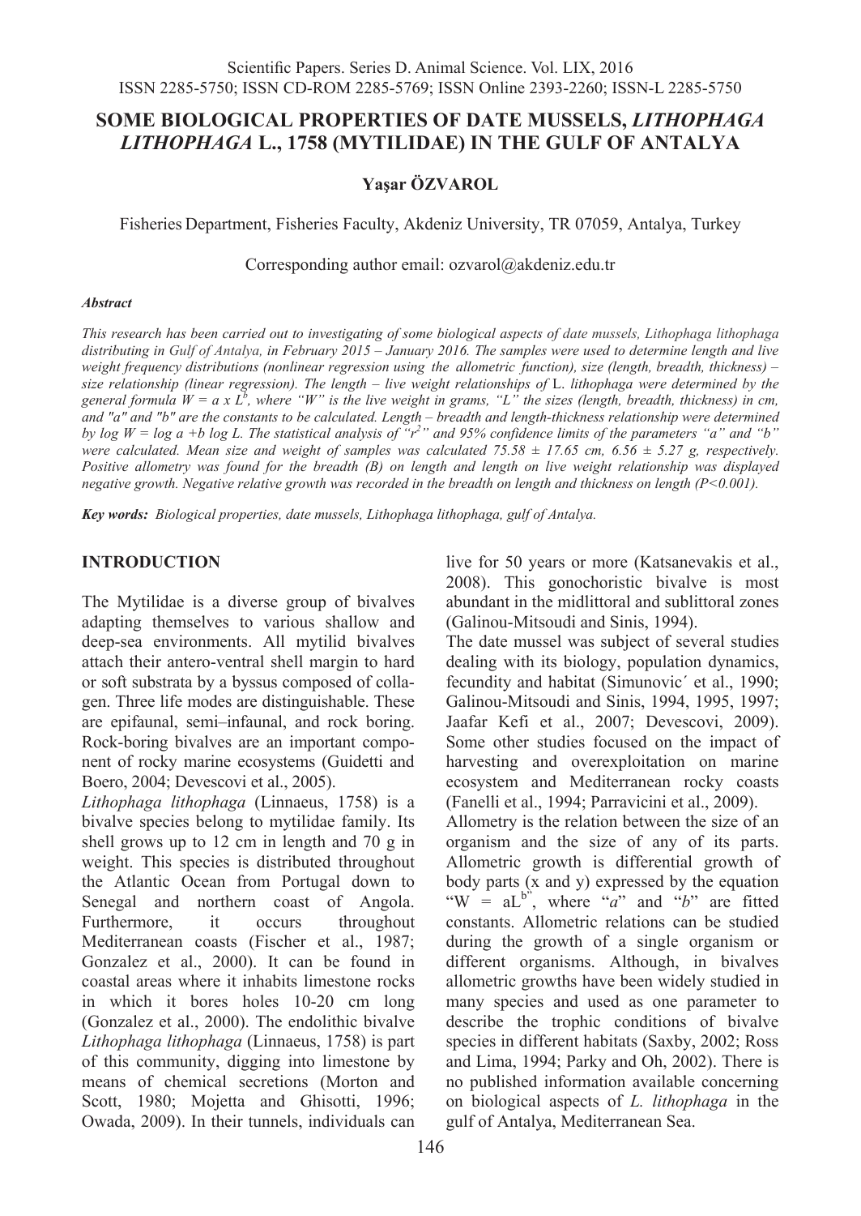# SOME BIOLOGICAL PROPERTIES OF DATE MUSSELS, *LITHOPHAGA LITHOPHAGA* L., 1758 (MYTILIDAE) IN THE GULF OF ANTALYA

**Yaşar ÖZVAROL**

Fisheries Department, Fisheries Faculty, Akdeniz University, TR 07059, Antalya, Turkey

Corresponding author email: ozvarol@akdeniz.edu.tr

***Abstract***

*This research has been carried out to investigating of some biological aspects of date mussels, Lithophaga lithophaga distributing in Gulf of Antalya, in February 2015 – January 2016. The samples were used to determine length and live weight frequency distributions (nonlinear regression using the allometric function), size (length, breadth, thickness) – size relationship (linear regression). The length – live weight relationships of* L. *lithophaga were determined by the general formula $W = a \times L^b$, where "W" is the live weight in grams, "L" the sizes (length, breadth, thickness) in cm, and "a" and "b" are the constants to be calculated. Length – breadth and length-thickness relationship were determined by $\log W = \log a + b \log L$. The statistical analysis of "$r^2$" and 95% confidence limits of the parameters "a" and "b" were calculated. Mean size and weight of samples was calculated 75.58 ± 17.65 cm, 6.56 ± 5.27 g, respectively. Positive allometry was found for the breadth (B) on length and length on live weight relationship was displayed negative growth. Negative relative growth was recorded in the breadth on length and thickness on length ($P<0.001$).*

***Key words:*** *Biological properties, date mussels, Lithophaga lithophaga, gulf of Antalya.*

## INTRODUCTION

The Mytilidae is a diverse group of bivalves adapting themselves to various shallow and deep-sea environments. All mytilid bivalves attach their antero-ventral shell margin to hard or soft substrata by a byssus composed of collagen. Three life modes are distinguishable. These are epifaunal, semi–infaunal, and rock boring. Rock-boring bivalves are an important component of rocky marine ecosystems (Guidetti and Boero, 2004; Devescovi et al., 2005).

*Lithophaga lithophaga* (Linnaeus, 1758) is a bivalve species belong to mytilidae family. Its shell grows up to 12 cm in length and 70 g in weight. This species is distributed throughout the Atlantic Ocean from Portugal down to Senegal and northern coast of Angola. Furthermore, it occurs throughout Mediterranean coasts (Fischer et al., 1987; Gonzalez et al., 2000). It can be found in coastal areas where it inhabits limestone rocks in which it bores holes 10-20 cm long (Gonzalez et al., 2000). The endolithic bivalve *Lithophaga lithophaga* (Linnaeus, 1758) is part of this community, digging into limestone by means of chemical secretions (Morton and Scott, 1980; Mojetta and Ghisotti, 1996; Owada, 2009). In their tunnels, individuals can live for 50 years or more (Katsanevakis et al., 2008). This gonochoristic bivalve is most abundant in the midlittoral and sublittoral zones (Galinou-Mitsoudi and Sinis, 1994).

The date mussel was subject of several studies dealing with its biology, population dynamics, fecundity and habitat (Simunović et al., 1990; Galinou-Mitsoudi and Sinis, 1994, 1995, 1997; Jaafar Kefi et al., 2007; Devescovi, 2009). Some other studies focused on the impact of harvesting and overexploitation on marine ecosystem and Mediterranean rocky coasts (Fanelli et al., 1994; Parravicini et al., 2009).

Allometry is the relation between the size of an organism and the size of any of its parts. Allometric growth is differential growth of body parts (x and y) expressed by the equation "$W = aL^b$", where "*a*" and "*b*" are fitted constants. Allometric relations can be studied during the growth of a single organism or different organisms. Although, in bivalves allometric growths have been widely studied in many species and used as one parameter to describe the trophic conditions of bivalve species in different habitats (Saxby, 2002; Ross and Lima, 1994; Parky and Oh, 2002). There is no published information available concerning on biological aspects of *L. lithophaga* in the gulf of Antalya, Mediterranean Sea.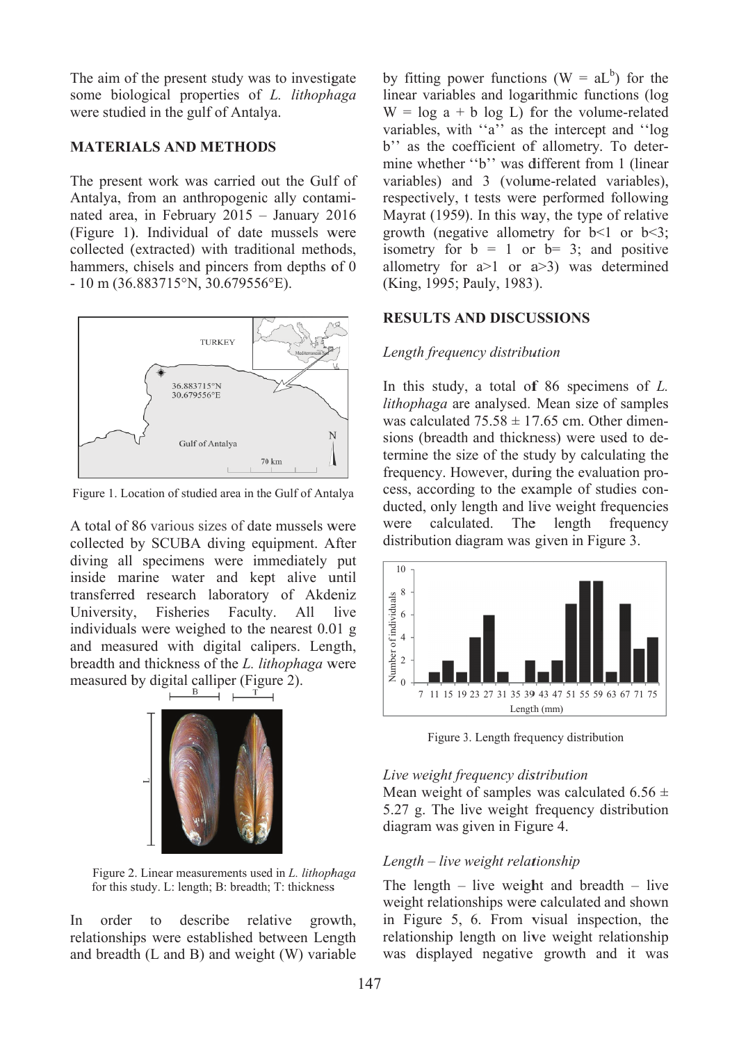The aim of the present study was to investigate some biological properties of *L. lithophaga* were studied in the gulf of Antalya.

## MATERIALS AND METHODS

The present work was carried out the Gulf of Antalya, from an anthropogenic ally contaminated area, in February 2015 – January 2016 (Figure 1). Individual of date mussels were collected (extracted) with traditional methods, hammers, chisels and pincers from depths of 0 - 10 m (36.883715°N, 30.679556°E).

Figure 1. Location of studied area in the Gulf of Antalya

A total of 86 various sizes of date mussels were collected by SCUBA diving equipment. After diving all specimens were immediately put inside marine water and kept alive until transferred research laboratory of Akdeniz University, Fisheries Faculty. All live individuals were weighed to the nearest 0.01 g and measured with digital calipers. Length, breadth and thickness of the *L. lithophaga* were measured by digital calliper (Figure 2).

Figure 2. Linear measurements used in *L. lithophaga* for this study. L: length; B: breadth; T: thickness

In order to describe relative growth, relationships were established between Length and breadth (L and B) and weight (W) variable by fitting power functions ($W = aL^b$) for the linear variables and logarithmic functions ($\log W = \log a + b \log L$) for the volume-related variables, with ''a'' as the intercept and ''log b'' as the coefficient of allometry. To determine whether ''b'' was different from 1 (linear variables) and 3 (volume-related variables), respectively, t tests were performed following Mayrat (1959). In this way, the type of relative growth (negative allometry for $b<1$ or $b<3$; isometry for $b = 1$ or $b= 3$; and positive allometry for $a>1$ or $a>3$) was determined (King, 1995; Pauly, 1983).

## RESULTS AND DISCUSSIONS

### *Length frequency distribution*

In this study, a total of 86 specimens of *L. lithophaga* are analysed. Mean size of samples was calculated $75.58 \pm 17.65$ cm. Other dimensions (breadth and thickness) were used to determine the size of the study by calculating the frequency. However, during the evaluation process, according to the example of studies conducted, only length and live weight frequencies were calculated. The length frequency distribution diagram was given in Figure 3.

Figure 3. Length frequency distribution

### *Live weight frequency distribution*

Mean weight of samples was calculated $6.56 \pm 5.27$ g. The live weight frequency distribution diagram was given in Figure 4.

### *Length – live weight relationship*

The length – live weight and breadth – live weight relationships were calculated and shown in Figure 5, 6. From visual inspection, the relationship length on live weight relationship was displayed negative growth and it was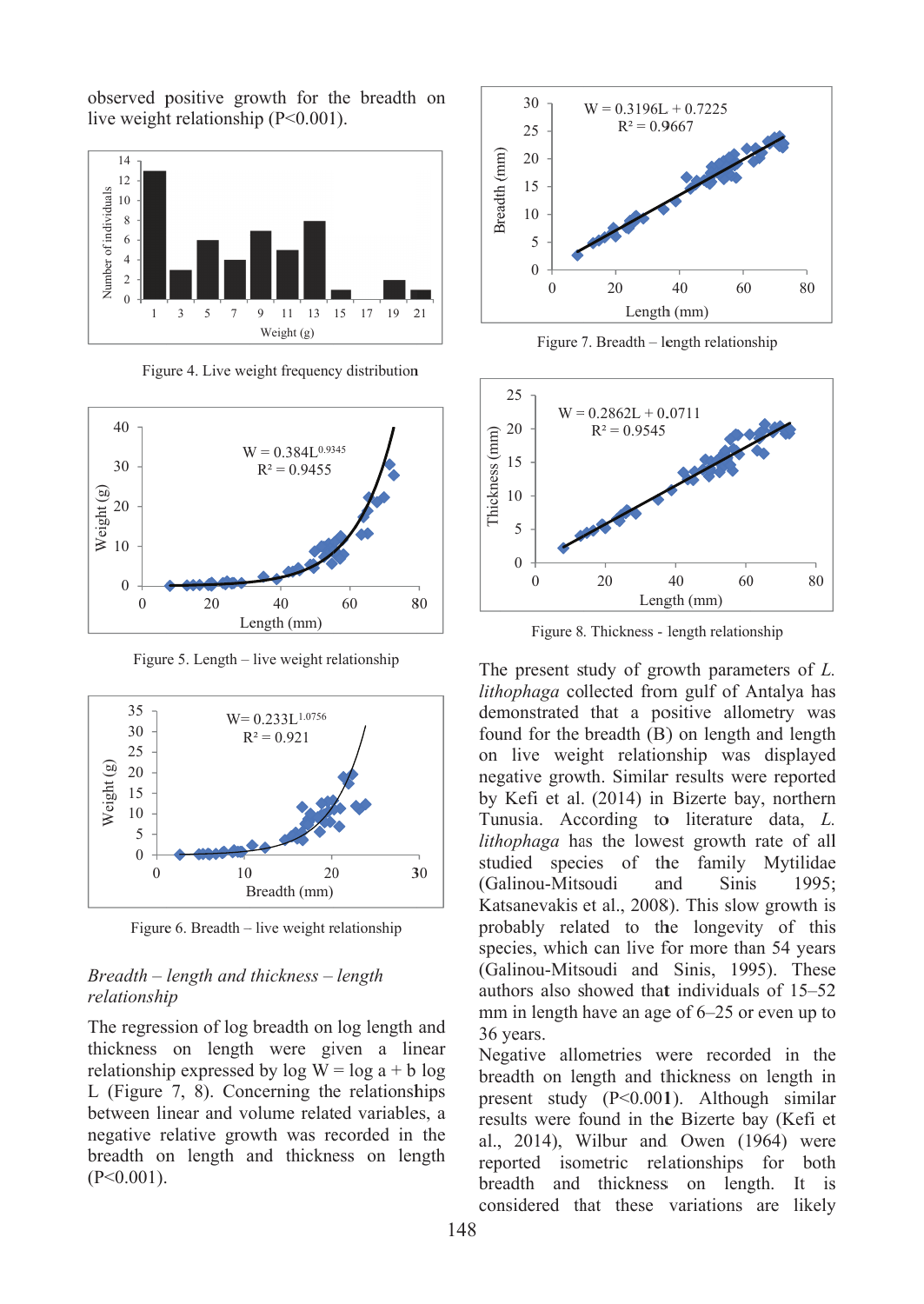observed positive growth for the breadth on live weight relationship (P<0.001).

Figure 4. Live weight frequency distribution

Figure 5. Length – live weight relationship

Figure 6. Breadth – live weight relationship

*Breadth – length and thickness – length relationship*

The regression of log breadth on log length and thickness on length were given a linear relationship expressed by log W = log a + b log L (Figure 7, 8). Concerning the relationships between linear and volume related variables, a negative relative growth was recorded in the breadth on length and thickness on length (P<0.001).

Figure 7. Breadth – length relationship

Figure 8. Thickness - length relationship

The present study of growth parameters of *L. lithophaga* collected from gulf of Antalya has demonstrated that a positive allometry was found for the breadth (B) on length and length on live weight relationship was displayed negative growth. Similar results were reported by Kefi et al. (2014) in Bizerte bay, northern Tunusia. According to literature data, *L. lithophaga* has the lowest growth rate of all studied species of the family Mytilidae (Galinou-Mitsoudi and Sinis 1995; Katsanevakis et al., 2008). This slow growth is probably related to the longevity of this species, which can live for more than 54 years (Galinou-Mitsoudi and Sinis, 1995). These authors also showed that individuals of 15–52 mm in length have an age of 6–25 or even up to 36 years.

Negative allometries were recorded in the breadth on length and thickness on length in present study (P<0.001). Although similar results were found in the Bizerte bay (Kefi et al., 2014), Wilbur and Owen (1964) were reported isometric relationships for both breadth and thickness on length. It is considered that these variations are likely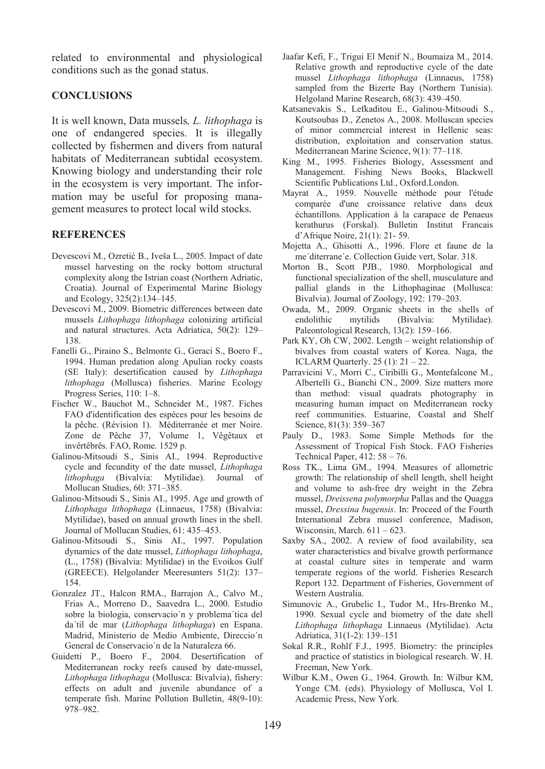related to environmental and physiological conditions such as the gonad status.

## CONCLUSIONS

It is well known, Data mussels*, L. lithophaga* is one of endangered species. It is illegally collected by fishermen and divers from natural habitats of Mediterranean subtidal ecosystem. Knowing biology and understanding their role in the ecosystem is very important. The information may be useful for proposing management measures to protect local wild stocks.

## REFERENCES

Devescovi M., Ozretić B., Iveša L., 2005. Impact of date mussel harvesting on the rocky bottom structural complexity along the Istrian coast (Northern Adriatic, Croatia). Journal of Experimental Marine Biology and Ecology, 325(2):134–145.

Devescovi M., 2009. Biometric differences between date mussels *Lithophaga lithophaga* colonizing artificial and natural structures. Acta Adriatica, 50(2): 129–138.

Fanelli G., Piraino S., Belmonte G., Geraci S., Boero F., 1994. Human predation along Apulian rocky coasts (SE Italy): desertification caused by *Lithophaga lithophaga* (Mollusca) fisheries. Marine Ecology Progress Series, 110: 1–8.

Fischer W., Bauchot M., Schneider M., 1987. Fiches FAO d'identification des espèces pour les besoins de la pêche. (Révision 1). Méditerranée et mer Noire. Zone de Pêche 37, Volume 1, Vêgêtaux et invêrtêbrês. FAO, Rome. 1529 p.

Galinou-Mitsoudi S., Sinis AI., 1994. Reproductive cycle and fecundity of the date mussel, *Lithophaga lithophaga* (Bivalvia: Mytilidae). Journal of Mollucan Studies, 60: 371–385.

Galinou-Mitsoudi S., Sinis AI., 1995. Age and growth of *Lithophaga lithophaga* (Linnaeus, 1758) (Bivalvia: Mytilidae), based on annual growth lines in the shell. Journal of Mollucan Studies, 61: 435–453.

Galinou-Mitsoudi S., Sinis AI., 1997. Population dynamics of the date mussel, *Lithophaga lithophaga*, (L., 1758) (Bivalvia: Mytilidae) in the Evoikos Gulf (GREECE). Helgolander Meeresunters 51(2): 137–154.

Gonzalez JT., Halcon RMA., Barrajon A., Calvo M., Frias A., Morreno D., Saavedra L., 2000. Estudio sobre la biologia, conservacio´n y problema´tica del da´til de mar (*Lithophaga lithophaga*) en Espana. Madrid, Ministerio de Medio Ambiente, Direccio´n General de Conservacio´n de la Naturaleza 66.

Guidetti P., Boero F., 2004. Desertification of Mediterranean rocky reefs caused by date-mussel, *Lithophaga lithophaga* (Mollusca: Bivalvia), fishery: effects on adult and juvenile abundance of a temperate fish. Marine Pollution Bulletin, 48(9-10): 978–982.

Jaafar Kefi, F., Trigui El Menif N., Boumaiza M., 2014. Relative growth and reproductive cycle of the date mussel *Lithophaga lithophaga* (Linnaeus, 1758) sampled from the Bizerte Bay (Northern Tunisia). Helgoland Marine Research, 68(3): 439–450.

Katsanevakis S., Lefkaditou E., Galinou-Mitsoudi S., Koutsoubas D., Zenetos A., 2008. Molluscan species of minor commercial interest in Hellenic seas: distribution, exploitation and conservation status. Mediterranean Marine Science, 9(1): 77–118.

King M., 1995. Fisheries Biology, Assessment and Management. Fishing News Books, Blackwell Scientific Publications Ltd., Oxford.London.

Mayrat A., 1959. Nouvelle méthode pour l'étude comparée d'une croissance relative dans deux échantillons. Application à la carapace de Penaeus kerathurus (Forskal). Bulletin Institut Francais d'Afrique Noire, 21(1): 21- 59.

Mojetta A., Ghisotti A., 1996. Flore et faune de la me´diterrane´e. Collection Guide vert, Solar. 318.

Morton B., Scott PJB., 1980. Morphological and functional specialization of the shell, musculature and pallial glands in the Lithophaginae (Mollusca: Bivalvia). Journal of Zoology, 192: 179–203.

Owada, M., 2009. Organic sheets in the shells of endolithic mytilids (Bivalvia: Mytilidae). Paleontological Research, 13(2): 159–166.

Park KY, Oh CW, 2002. Length – weight relationship of bivalves from coastal waters of Korea. Naga, the ICLARM Quarterly. 25 (1): 21 – 22.

Parravicini V., Morri C., Ciribilli G., Montefalcone M., Albertelli G., Bianchi CN., 2009. Size matters more than method: visual quadrats photography in measuring human impact on Mediterranean rocky reef communities. Estuarine, Coastal and Shelf Science, 81(3): 359–367

Pauly D., 1983. Some Simple Methods for the Assessment of Tropical Fish Stock. FAO Fisheries Technical Paper, 412: 58 – 76.

Ross TK., Lima GM., 1994. Measures of allometric growth: The relationship of shell length, shell height and volume to ash-free dry weight in the Zebra mussel, *Dreissena polymorpha* Pallas and the Quagga mussel, *Dressina bugensis*. In: Proceed of the Fourth International Zebra mussel conference, Madison, Wisconsin, March. 611 – 623.

Saxby SA., 2002. A review of food availability, sea water characteristics and bivalve growth performance at coastal culture sites in temperate and warm temperate regions of the world. Fisheries Research Report 132. Department of Fisheries, Government of Western Australia.

Simunovic A., Grubelic I., Tudor M., Hrs-Brenko M., 1990. Sexual cycle and biometry of the date shell *Lithophaga lithophaga* Linnaeus (Mytilidae). Acta Adriatica, 31(1-2): 139–151

Sokal R.R., Rohlf F.J., 1995. Biometry: the principles and practice of statistics in biological research. W. H. Freeman, New York.

Wilbur K.M., Owen G., 1964. Growth. In: Wilbur KM, Yonge CM. (eds). Physiology of Mollusca, Vol I. Academic Press, New York.